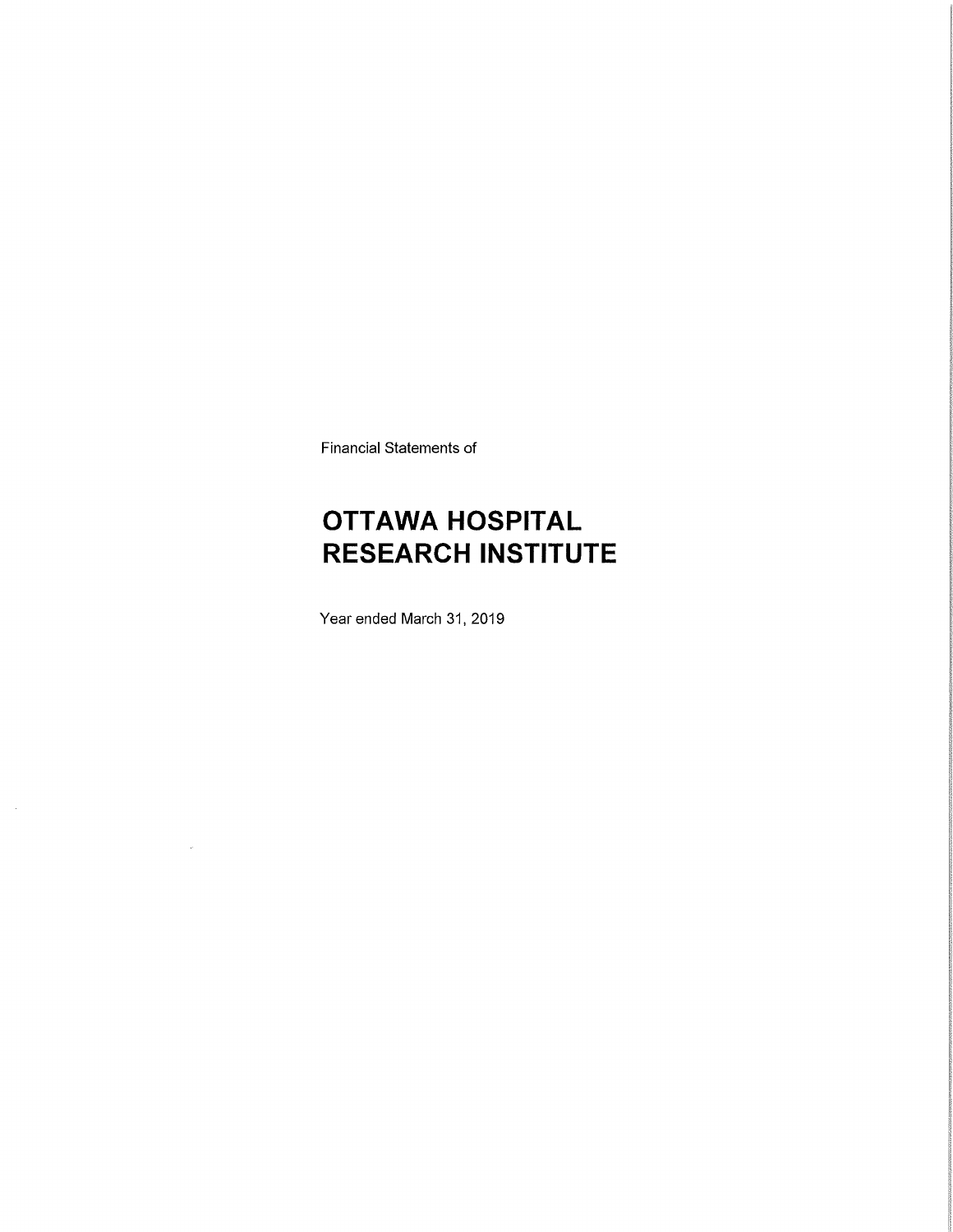Financial Statements of

# OTTAWA HOSPITAL RESEARCH INSTITUTE

Year ended March 31, 2019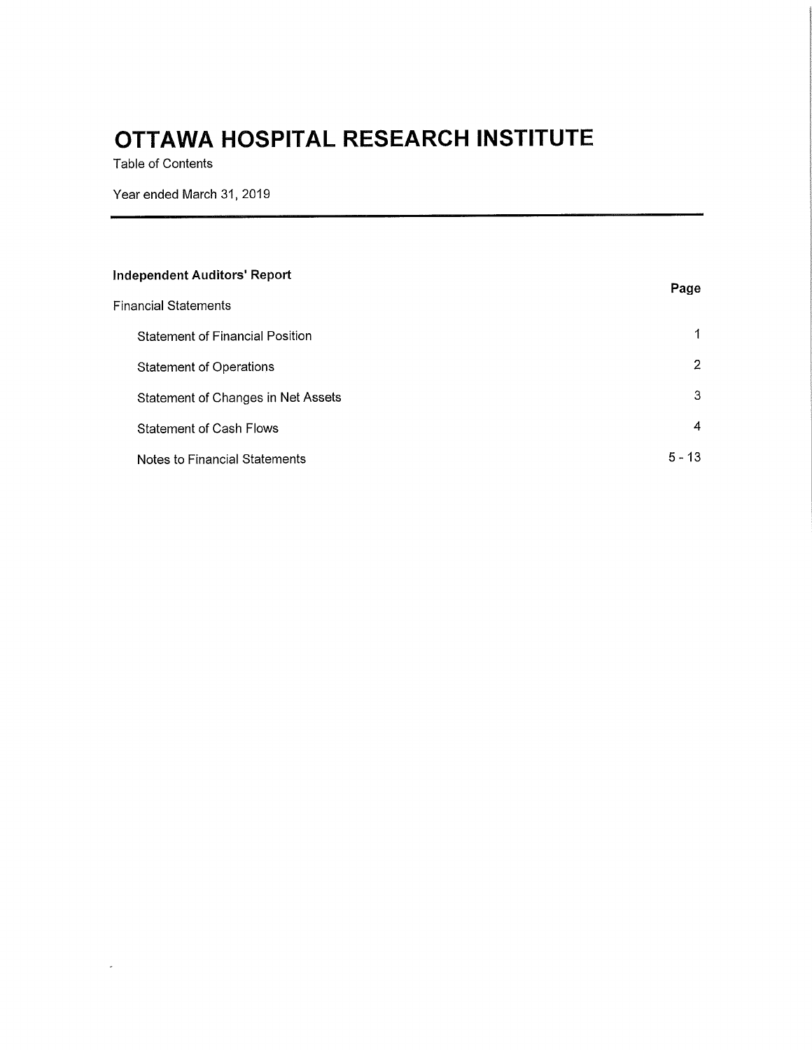# OTTAWA HOSPITAL RESEARCH INSTITUTE

Table of Contents

Year ended March 31, 2019

**Independent Auditors' Report**

| | Page |
|---|---|
| Financial Statements | |
| Statement of Financial Position | 1 |
| Statement of Operations | 2 |
| Statement of Changes in Net Assets | 3 |
| Statement of Cash Flows | 4 |
| Notes to Financial Statements | 5 - 13 |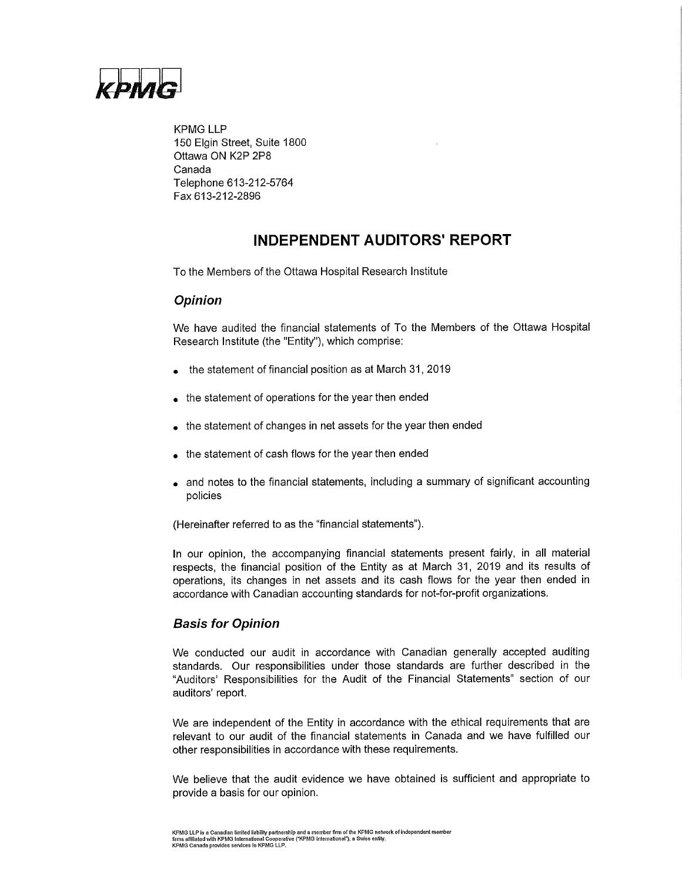KPMG LLP
150 Elgin Street, Suite 1800
Ottawa ON K2P 2P8
Canada
Telephone 613-212-5764
Fax 613-212-2896

# INDEPENDENT AUDITORS' REPORT

To the Members of the Ottawa Hospital Research Institute

## *Opinion*

We have audited the financial statements of To the Members of the Ottawa Hospital Research Institute (the "Entity"), which comprise:

- the statement of financial position as at March 31, 2019
- the statement of operations for the year then ended
- the statement of changes in net assets for the year then ended
- the statement of cash flows for the year then ended
- and notes to the financial statements, including a summary of significant accounting policies

(Hereinafter referred to as the "financial statements").

In our opinion, the accompanying financial statements present fairly, in all material respects, the financial position of the Entity as at March 31, 2019 and its results of operations, its changes in net assets and its cash flows for the year then ended in accordance with Canadian accounting standards for not-for-profit organizations.

## *Basis for Opinion*

We conducted our audit in accordance with Canadian generally accepted auditing standards. Our responsibilities under those standards are further described in the "Auditors' Responsibilities for the Audit of the Financial Statements" section of our auditors' report.

We are independent of the Entity in accordance with the ethical requirements that are relevant to our audit of the financial statements in Canada and we have fulfilled our other responsibilities in accordance with these requirements.

We believe that the audit evidence we have obtained is sufficient and appropriate to provide a basis for our opinion.

KPMG LLP is a Canadian limited liability partnership and a member firm of the KPMG network of independent member firms affiliated with KPMG International Cooperative ("KPMG International"), a Swiss entity.
KPMG Canada provides services to KPMG LLP.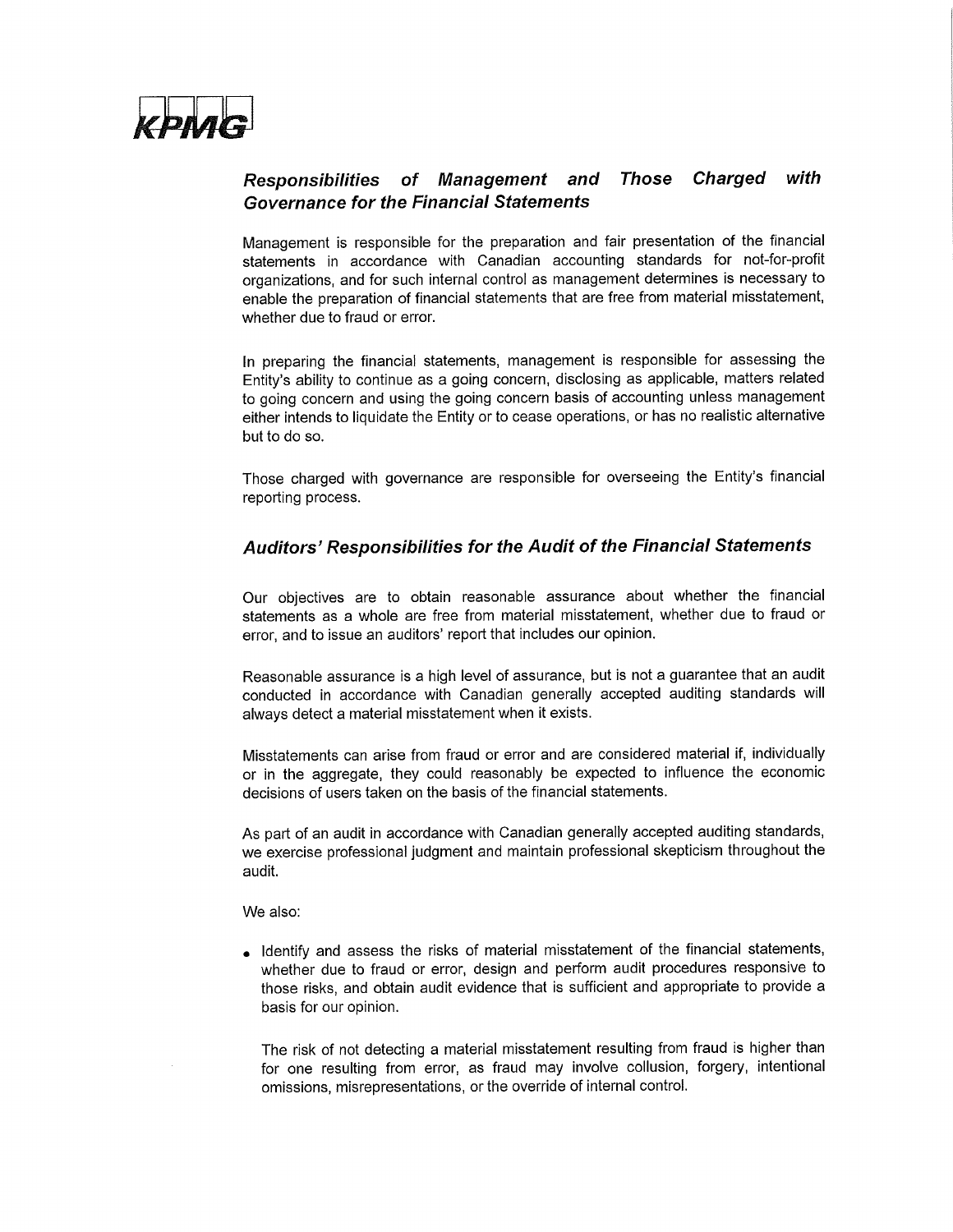## *Responsibilities of Management and Those Charged with Governance for the Financial Statements*

Management is responsible for the preparation and fair presentation of the financial statements in accordance with Canadian accounting standards for not-for-profit organizations, and for such internal control as management determines is necessary to enable the preparation of financial statements that are free from material misstatement, whether due to fraud or error.

In preparing the financial statements, management is responsible for assessing the Entity's ability to continue as a going concern, disclosing as applicable, matters related to going concern and using the going concern basis of accounting unless management either intends to liquidate the Entity or to cease operations, or has no realistic alternative but to do so.

Those charged with governance are responsible for overseeing the Entity's financial reporting process.

## *Auditors' Responsibilities for the Audit of the Financial Statements*

Our objectives are to obtain reasonable assurance about whether the financial statements as a whole are free from material misstatement, whether due to fraud or error, and to issue an auditors' report that includes our opinion.

Reasonable assurance is a high level of assurance, but is not a guarantee that an audit conducted in accordance with Canadian generally accepted auditing standards will always detect a material misstatement when it exists.

Misstatements can arise from fraud or error and are considered material if, individually or in the aggregate, they could reasonably be expected to influence the economic decisions of users taken on the basis of the financial statements.

As part of an audit in accordance with Canadian generally accepted auditing standards, we exercise professional judgment and maintain professional skepticism throughout the audit.

We also:

- Identify and assess the risks of material misstatement of the financial statements, whether due to fraud or error, design and perform audit procedures responsive to those risks, and obtain audit evidence that is sufficient and appropriate to provide a basis for our opinion.

  The risk of not detecting a material misstatement resulting from fraud is higher than for one resulting from error, as fraud may involve collusion, forgery, intentional omissions, misrepresentations, or the override of internal control.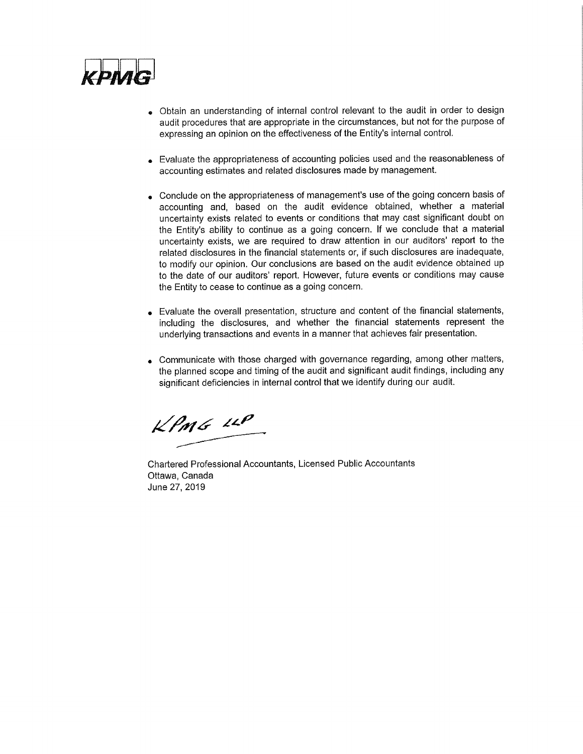- Obtain an understanding of internal control relevant to the audit in order to design audit procedures that are appropriate in the circumstances, but not for the purpose of expressing an opinion on the effectiveness of the Entity's internal control.

- Evaluate the appropriateness of accounting policies used and the reasonableness of accounting estimates and related disclosures made by management.

- Conclude on the appropriateness of management's use of the going concern basis of accounting and, based on the audit evidence obtained, whether a material uncertainty exists related to events or conditions that may cast significant doubt on the Entity's ability to continue as a going concern. If we conclude that a material uncertainty exists, we are required to draw attention in our auditors' report to the related disclosures in the financial statements or, if such disclosures are inadequate, to modify our opinion. Our conclusions are based on the audit evidence obtained up to the date of our auditors' report. However, future events or conditions may cause the Entity to cease to continue as a going concern.

- Evaluate the overall presentation, structure and content of the financial statements, including the disclosures, and whether the financial statements represent the underlying transactions and events in a manner that achieves fair presentation.

- Communicate with those charged with governance regarding, among other matters, the planned scope and timing of the audit and significant audit findings, including any significant deficiencies in internal control that we identify during our audit.

KPMG LLP

Chartered Professional Accountants, Licensed Public Accountants
Ottawa, Canada
June 27, 2019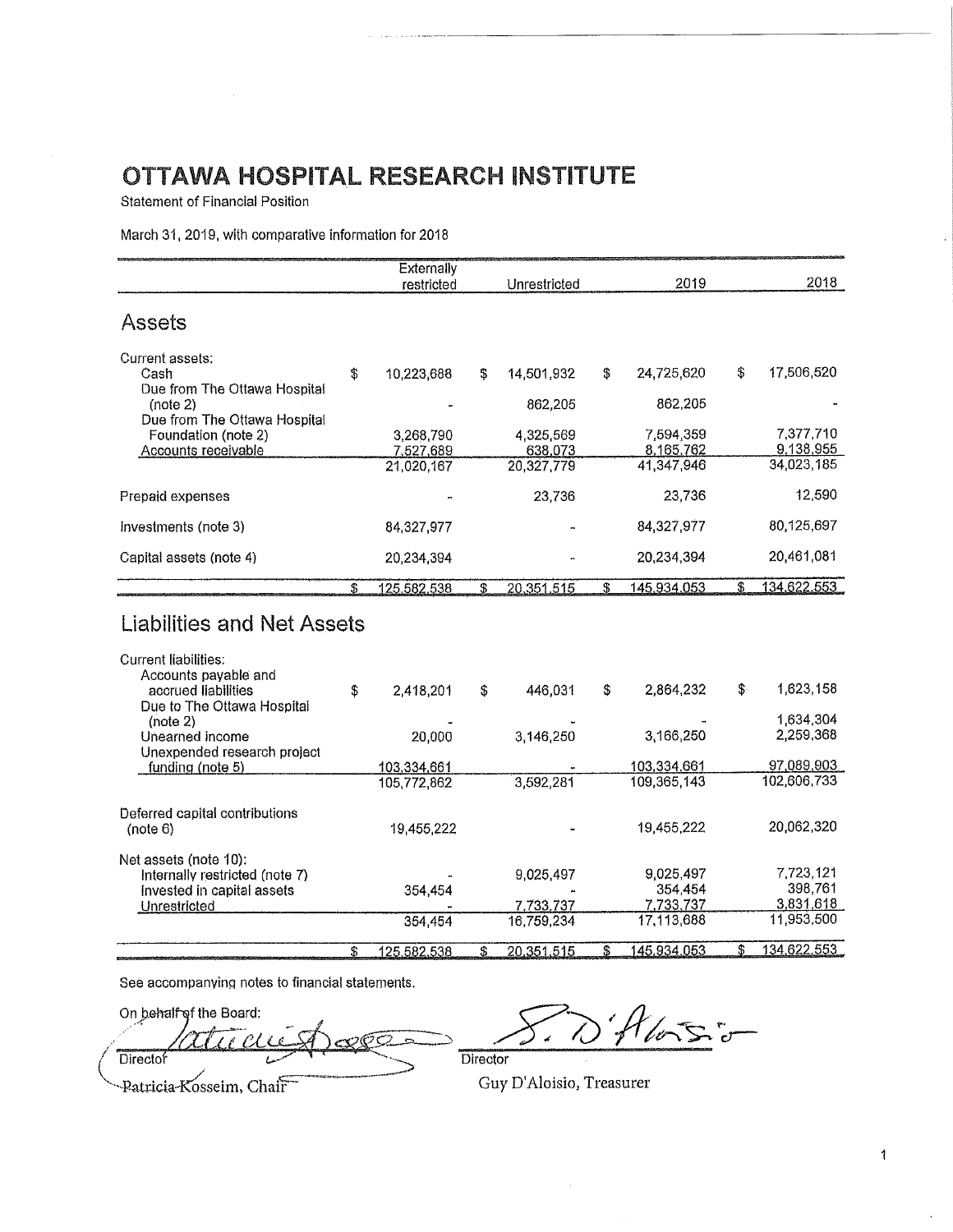# OTTAWA HOSPITAL RESEARCH INSTITUTE

Statement of Financial Position

March 31, 2019, with comparative information for 2018

| | Externally restricted | Unrestricted | 2019 | 2018 |
|---|---|---|---|---|
| **Assets** | | | | |
| Current assets: | | | | |
| Cash | $ 10,223,688 | $ 14,501,932 | $ 24,725,620 | $ 17,506,520 |
| Due from The Ottawa Hospital (note 2) | - | 862,205 | 862,205 | - |
| Due from The Ottawa Hospital Foundation (note 2) | 3,268,790 | 4,325,569 | 7,594,359 | 7,377,710 |
| Accounts receivable | 7,527,689 | 638,073 | 8,165,762 | 9,138,955 |
| | 21,020,167 | 20,327,779 | 41,347,946 | 34,023,185 |
| Prepaid expenses | - | 23,736 | 23,736 | 12,590 |
| Investments (note 3) | 84,327,977 | - | 84,327,977 | 80,125,697 |
| Capital assets (note 4) | 20,234,394 | - | 20,234,394 | 20,461,081 |
| | $ 125,582,538 | $ 20,351,515 | $ 145,934,053 | $ 134,622,553 |
| **Liabilities and Net Assets** | | | | |
| Current liabilities: | | | | |
| Accounts payable and accrued liabilities | $ 2,418,201 | $ 446,031 | $ 2,864,232 | $ 1,623,158 |
| Due to The Ottawa Hospital (note 2) | - | - | - | 1,634,304 |
| Unearned income | 20,000 | 3,146,250 | 3,166,250 | 2,259,368 |
| Unexpended research project funding (note 5) | 103,334,661 | - | 103,334,661 | 97,089,903 |
| | 105,772,862 | 3,592,281 | 109,365,143 | 102,606,733 |
| Deferred capital contributions (note 6) | 19,455,222 | - | 19,455,222 | 20,062,320 |
| Net assets (note 10): | | | | |
| Internally restricted (note 7) | - | 9,025,497 | 9,025,497 | 7,723,121 |
| Invested in capital assets | 354,454 | - | 354,454 | 398,761 |
| Unrestricted | - | 7,733,737 | 7,733,737 | 3,831,618 |
| | 354,454 | 16,759,234 | 17,113,688 | 11,953,500 |
| | $ 125,582,538 | $ 20,351,515 | $ 145,934,053 | $ 134,622,553 |

See accompanying notes to financial statements.

On behalf of the Board:

Director
Patricia Kosseim, Chair

Director
Guy D'Aloisio, Treasurer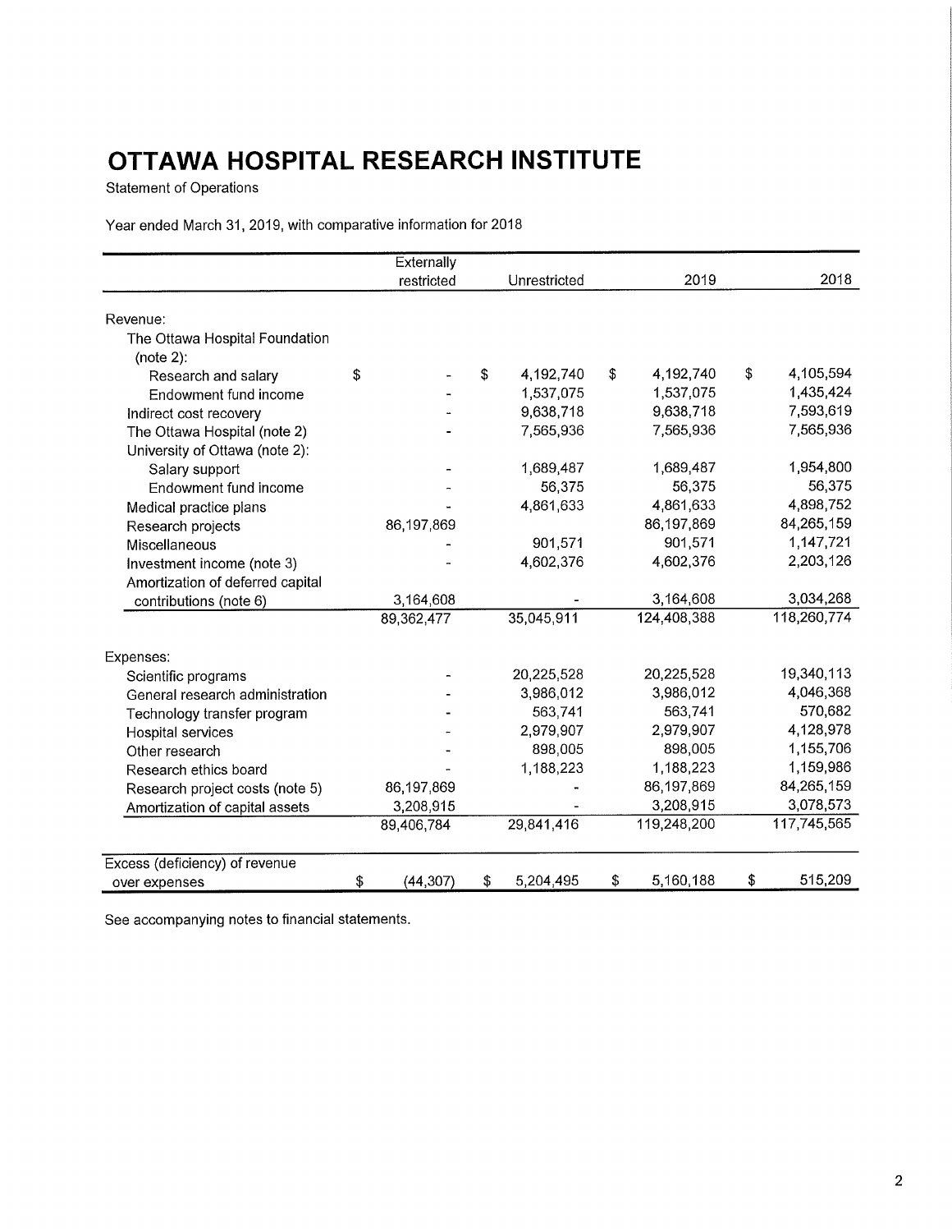# OTTAWA HOSPITAL RESEARCH INSTITUTE

Statement of Operations

Year ended March 31, 2019, with comparative information for 2018

| | Externally restricted | Unrestricted | 2019 | 2018 |
|---|---|---|---|---|
| Revenue: | | | | |
| The Ottawa Hospital Foundation (note 2): | | | | |
| Research and salary | $ - | $ 4,192,740 | $ 4,192,740 | $ 4,105,594 |
| Endowment fund income | - | 1,537,075 | 1,537,075 | 1,435,424 |
| Indirect cost recovery | - | 9,638,718 | 9,638,718 | 7,593,619 |
| The Ottawa Hospital (note 2) | - | 7,565,936 | 7,565,936 | 7,565,936 |
| University of Ottawa (note 2): | | | | |
| Salary support | - | 1,689,487 | 1,689,487 | 1,954,800 |
| Endowment fund income | - | 56,375 | 56,375 | 56,375 |
| Medical practice plans | - | 4,861,633 | 4,861,633 | 4,898,752 |
| Research projects | 86,197,869 | | 86,197,869 | 84,265,159 |
| Miscellaneous | - | 901,571 | 901,571 | 1,147,721 |
| Investment income (note 3) | - | 4,602,376 | 4,602,376 | 2,203,126 |
| Amortization of deferred capital contributions (note 6) | 3,164,608 | - | 3,164,608 | 3,034,268 |
| | 89,362,477 | 35,045,911 | 124,408,388 | 118,260,774 |
| Expenses: | | | | |
| Scientific programs | - | 20,225,528 | 20,225,528 | 19,340,113 |
| General research administration | - | 3,986,012 | 3,986,012 | 4,046,368 |
| Technology transfer program | - | 563,741 | 563,741 | 570,682 |
| Hospital services | - | 2,979,907 | 2,979,907 | 4,128,978 |
| Other research | - | 898,005 | 898,005 | 1,155,706 |
| Research ethics board | - | 1,188,223 | 1,188,223 | 1,159,986 |
| Research project costs (note 5) | 86,197,869 | - | 86,197,869 | 84,265,159 |
| Amortization of capital assets | 3,208,915 | - | 3,208,915 | 3,078,573 |
| | 89,406,784 | 29,841,416 | 119,248,200 | 117,745,565 |
| Excess (deficiency) of revenue over expenses | $ (44,307) | $ 5,204,495 | $ 5,160,188 | $ 515,209 |

See accompanying notes to financial statements.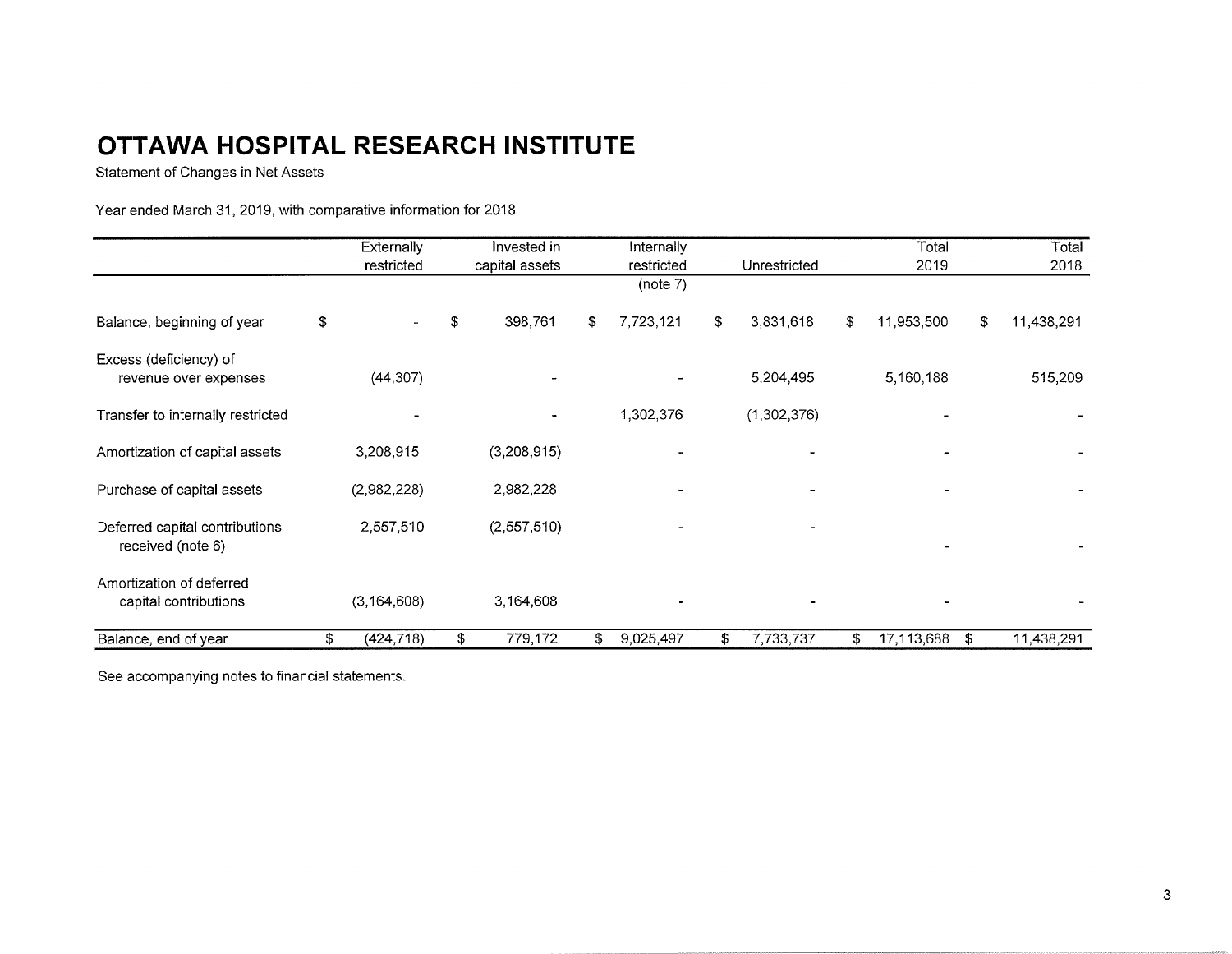# OTTAWA HOSPITAL RESEARCH INSTITUTE

Statement of Changes in Net Assets

Year ended March 31, 2019, with comparative information for 2018

| | Externally restricted | Invested in capital assets | Internally restricted (note 7) | Unrestricted | Total 2019 | Total 2018 |
|---|---|---|---|---|---|---|
| Balance, beginning of year | $ - | $ 398,761 | $ 7,723,121 | $ 3,831,618 | $ 11,953,500 | $ 11,438,291 |
| Excess (deficiency) of revenue over expenses | (44,307) | - | - | 5,204,495 | 5,160,188 | 515,209 |
| Transfer to internally restricted | - | - | 1,302,376 | (1,302,376) | - | - |
| Amortization of capital assets | 3,208,915 | (3,208,915) | - | - | - | - |
| Purchase of capital assets | (2,982,228) | 2,982,228 | - | - | - | - |
| Deferred capital contributions received (note 6) | 2,557,510 | (2,557,510) | - | - | - | - |
| Amortization of deferred capital contributions | (3,164,608) | 3,164,608 | - | - | - | - |
| Balance, end of year | $ (424,718) | $ 779,172 | $ 9,025,497 | $ 7,733,737 | $ 17,113,688 | $ 11,438,291 |

See accompanying notes to financial statements.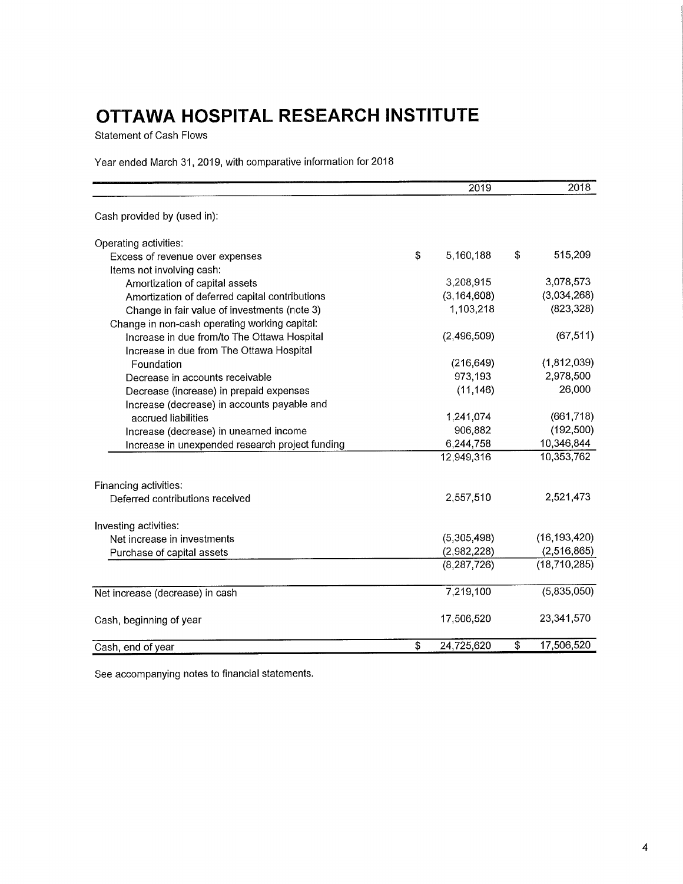# OTTAWA HOSPITAL RESEARCH INSTITUTE

Statement of Cash Flows

Year ended March 31, 2019, with comparative information for 2018

| | 2019 | 2018 |
|---|---|---|
| Cash provided by (used in): | | |
| Operating activities: | | |
| Excess of revenue over expenses | $ 5,160,188 | $ 515,209 |
| Items not involving cash: | | |
| Amortization of capital assets | 3,208,915 | 3,078,573 |
| Amortization of deferred capital contributions | (3,164,608) | (3,034,268) |
| Change in fair value of investments (note 3) | 1,103,218 | (823,328) |
| Change in non-cash operating working capital: | | |
| Increase in due from/to The Ottawa Hospital | (2,496,509) | (67,511) |
| Increase in due from The Ottawa Hospital Foundation | (216,649) | (1,812,039) |
| Decrease in accounts receivable | 973,193 | 2,978,500 |
| Decrease (increase) in prepaid expenses | (11,146) | 26,000 |
| Increase (decrease) in accounts payable and accrued liabilities | 1,241,074 | (661,718) |
| Increase (decrease) in unearned income | 906,882 | (192,500) |
| Increase in unexpended research project funding | 6,244,758 | 10,346,844 |
| | 12,949,316 | 10,353,762 |
| Financing activities: | | |
| Deferred contributions received | 2,557,510 | 2,521,473 |
| Investing activities: | | |
| Net increase in investments | (5,305,498) | (16,193,420) |
| Purchase of capital assets | (2,982,228) | (2,516,865) |
| | (8,287,726) | (18,710,285) |
| Net increase (decrease) in cash | 7,219,100 | (5,835,050) |
| Cash, beginning of year | 17,506,520 | 23,341,570 |
| Cash, end of year | $ 24,725,620 | $ 17,506,520 |

See accompanying notes to financial statements.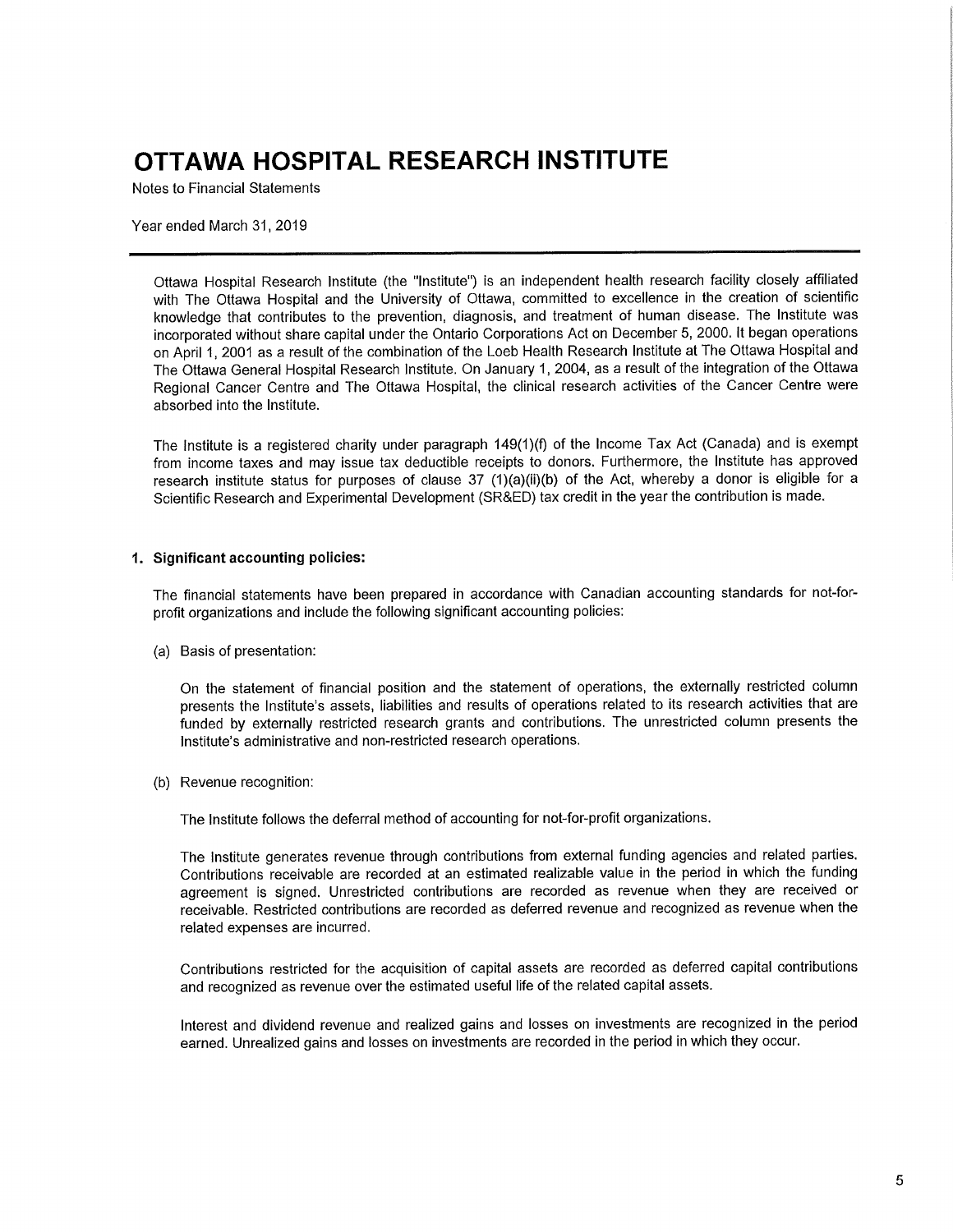# OTTAWA HOSPITAL RESEARCH INSTITUTE

Notes to Financial Statements

Year ended March 31, 2019

Ottawa Hospital Research Institute (the "Institute") is an independent health research facility closely affiliated with The Ottawa Hospital and the University of Ottawa, committed to excellence in the creation of scientific knowledge that contributes to the prevention, diagnosis, and treatment of human disease. The Institute was incorporated without share capital under the Ontario Corporations Act on December 5, 2000. It began operations on April 1, 2001 as a result of the combination of the Loeb Health Research Institute at The Ottawa Hospital and The Ottawa General Hospital Research Institute. On January 1, 2004, as a result of the integration of the Ottawa Regional Cancer Centre and The Ottawa Hospital, the clinical research activities of the Cancer Centre were absorbed into the Institute.

The Institute is a registered charity under paragraph 149(1)(f) of the Income Tax Act (Canada) and is exempt from income taxes and may issue tax deductible receipts to donors. Furthermore, the Institute has approved research institute status for purposes of clause 37 (1)(a)(ii)(b) of the Act, whereby a donor is eligible for a Scientific Research and Experimental Development (SR&ED) tax credit in the year the contribution is made.

## 1. Significant accounting policies:

The financial statements have been prepared in accordance with Canadian accounting standards for not-for-profit organizations and include the following significant accounting policies:

(a) Basis of presentation:

On the statement of financial position and the statement of operations, the externally restricted column presents the Institute's assets, liabilities and results of operations related to its research activities that are funded by externally restricted research grants and contributions. The unrestricted column presents the Institute's administrative and non-restricted research operations.

(b) Revenue recognition:

The Institute follows the deferral method of accounting for not-for-profit organizations.

The Institute generates revenue through contributions from external funding agencies and related parties. Contributions receivable are recorded at an estimated realizable value in the period in which the funding agreement is signed. Unrestricted contributions are recorded as revenue when they are received or receivable. Restricted contributions are recorded as deferred revenue and recognized as revenue when the related expenses are incurred.

Contributions restricted for the acquisition of capital assets are recorded as deferred capital contributions and recognized as revenue over the estimated useful life of the related capital assets.

Interest and dividend revenue and realized gains and losses on investments are recognized in the period earned. Unrealized gains and losses on investments are recorded in the period in which they occur.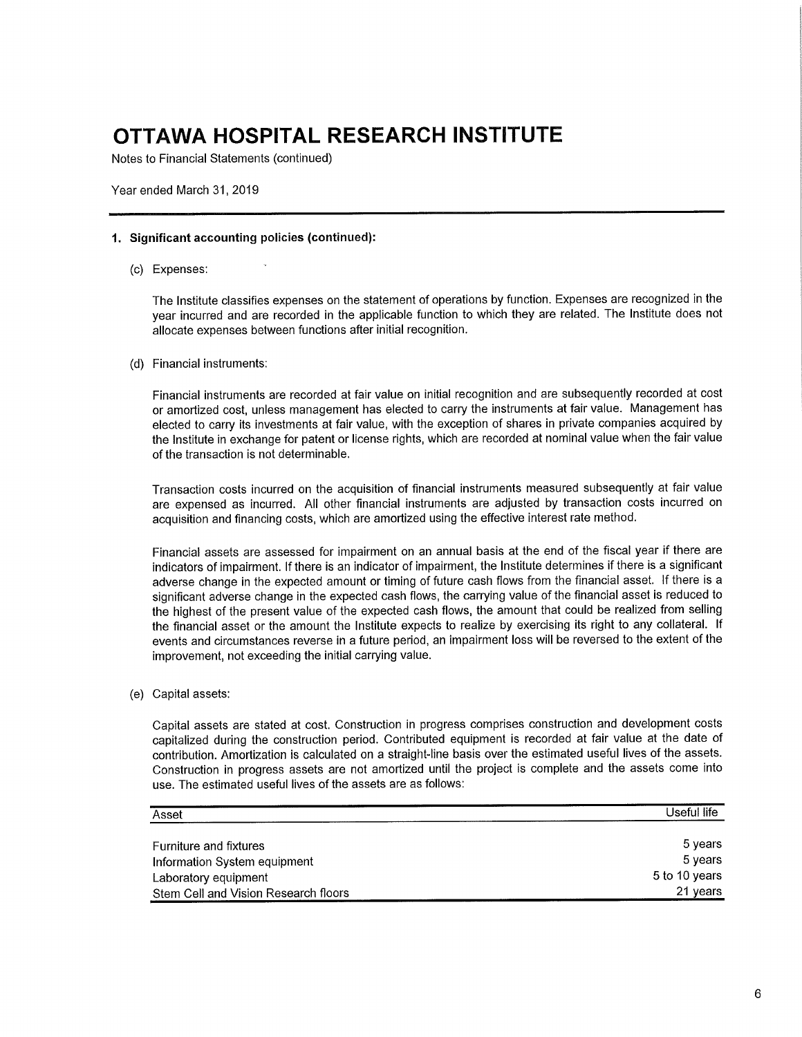# OTTAWA HOSPITAL RESEARCH INSTITUTE

Notes to Financial Statements (continued)

Year ended March 31, 2019

## 1. Significant accounting policies (continued):

(c) Expenses:

The Institute classifies expenses on the statement of operations by function. Expenses are recognized in the year incurred and are recorded in the applicable function to which they are related. The Institute does not allocate expenses between functions after initial recognition.

(d) Financial instruments:

Financial instruments are recorded at fair value on initial recognition and are subsequently recorded at cost or amortized cost, unless management has elected to carry the instruments at fair value. Management has elected to carry its investments at fair value, with the exception of shares in private companies acquired by the Institute in exchange for patent or license rights, which are recorded at nominal value when the fair value of the transaction is not determinable.

Transaction costs incurred on the acquisition of financial instruments measured subsequently at fair value are expensed as incurred. All other financial instruments are adjusted by transaction costs incurred on acquisition and financing costs, which are amortized using the effective interest rate method.

Financial assets are assessed for impairment on an annual basis at the end of the fiscal year if there are indicators of impairment. If there is an indicator of impairment, the Institute determines if there is a significant adverse change in the expected amount or timing of future cash flows from the financial asset. If there is a significant adverse change in the expected cash flows, the carrying value of the financial asset is reduced to the highest of the present value of the expected cash flows, the amount that could be realized from selling the financial asset or the amount the Institute expects to realize by exercising its right to any collateral. If events and circumstances reverse in a future period, an impairment loss will be reversed to the extent of the improvement, not exceeding the initial carrying value.

(e) Capital assets:

Capital assets are stated at cost. Construction in progress comprises construction and development costs capitalized during the construction period. Contributed equipment is recorded at fair value at the date of contribution. Amortization is calculated on a straight-line basis over the estimated useful lives of the assets. Construction in progress assets are not amortized until the project is complete and the assets come into use. The estimated useful lives of the assets are as follows:

| Asset | Useful life |
|---|---|
| Furniture and fixtures | 5 years |
| Information System equipment | 5 years |
| Laboratory equipment | 5 to 10 years |
| Stem Cell and Vision Research floors | 21 years |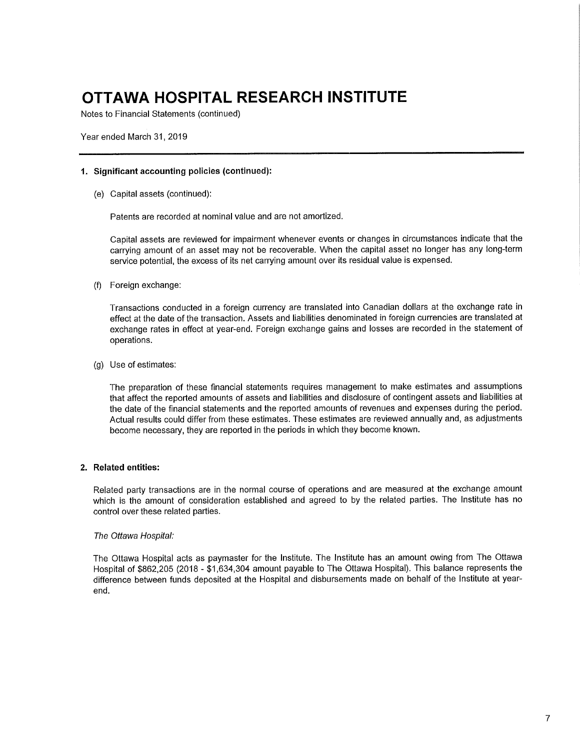# OTTAWA HOSPITAL RESEARCH INSTITUTE

Notes to Financial Statements (continued)

Year ended March 31, 2019

## 1. Significant accounting policies (continued):

(e) Capital assets (continued):

Patents are recorded at nominal value and are not amortized.

Capital assets are reviewed for impairment whenever events or changes in circumstances indicate that the carrying amount of an asset may not be recoverable. When the capital asset no longer has any long-term service potential, the excess of its net carrying amount over its residual value is expensed.

(f) Foreign exchange:

Transactions conducted in a foreign currency are translated into Canadian dollars at the exchange rate in effect at the date of the transaction. Assets and liabilities denominated in foreign currencies are translated at exchange rates in effect at year-end. Foreign exchange gains and losses are recorded in the statement of operations.

(g) Use of estimates:

The preparation of these financial statements requires management to make estimates and assumptions that affect the reported amounts of assets and liabilities and disclosure of contingent assets and liabilities at the date of the financial statements and the reported amounts of revenues and expenses during the period. Actual results could differ from these estimates. These estimates are reviewed annually and, as adjustments become necessary, they are reported in the periods in which they become known.

## 2. Related entities:

Related party transactions are in the normal course of operations and are measured at the exchange amount which is the amount of consideration established and agreed to by the related parties. The Institute has no control over these related parties.

*The Ottawa Hospital:*

The Ottawa Hospital acts as paymaster for the Institute. The Institute has an amount owing from The Ottawa Hospital of $862,205 (2018 - $1,634,304 amount payable to The Ottawa Hospital). This balance represents the difference between funds deposited at the Hospital and disbursements made on behalf of the Institute at year-end.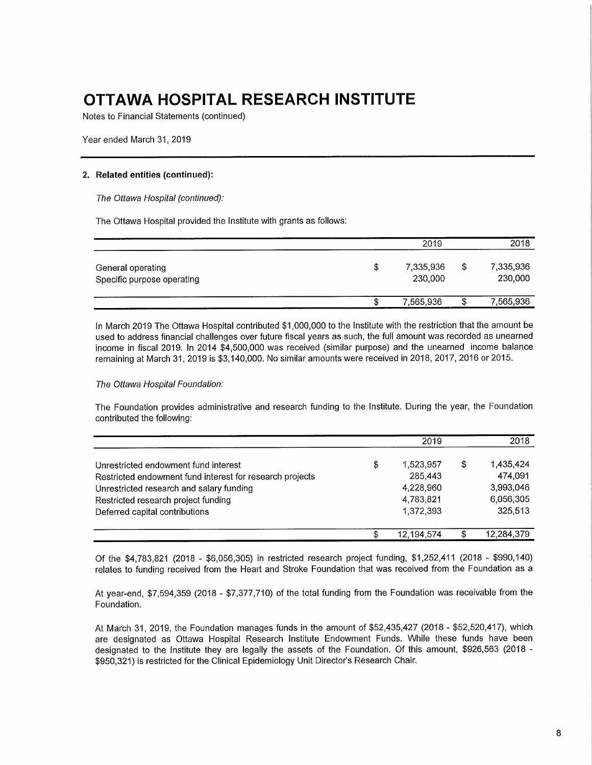# OTTAWA HOSPITAL RESEARCH INSTITUTE

Notes to Financial Statements (continued)

Year ended March 31, 2019

---

**2. Related entities (continued):**

*The Ottawa Hospital (continued):*

The Ottawa Hospital provided the Institute with grants as follows:

| | 2019 | 2018 |
|---|---|---|
| General operating | $ 7,335,936 | $ 7,335,936 |
| Specific purpose operating | 230,000 | 230,000 |
| | $ 7,565,936 | $ 7,565,936 |

In March 2019 The Ottawa Hospital contributed $1,000,000 to the Institute with the restriction that the amount be used to address financial challenges over future fiscal years as such, the full amount was recorded as unearned income in fiscal 2019. In 2014 $4,500,000 was received (similar purpose) and the unearned income balance remaining at March 31, 2019 is $3,140,000. No similar amounts were received in 2018, 2017, 2016 or 2015.

*The Ottawa Hospital Foundation:*

The Foundation provides administrative and research funding to the Institute. During the year, the Foundation contributed the following:

| | 2019 | 2018 |
|---|---|---|
| Unrestricted endowment fund interest | $ 1,523,957 | $ 1,435,424 |
| Restricted endowment fund interest for research projects | 285,443 | 474,091 |
| Unrestricted research and salary funding | 4,228,960 | 3,993,046 |
| Restricted research project funding | 4,783,821 | 6,056,305 |
| Deferred capital contributions | 1,372,393 | 325,513 |
| | $ 12,194,574 | $ 12,284,379 |

Of the $4,783,821 (2018 - $6,056,305) in restricted research project funding, $1,252,411 (2018 - $990,140) relates to funding received from the Heart and Stroke Foundation that was received from the Foundation as a

At year-end, $7,594,359 (2018 - $7,377,710) of the total funding from the Foundation was receivable from the Foundation.

At March 31, 2019, the Foundation manages funds in the amount of $52,435,427 (2018 - $52,520,417), which are designated as Ottawa Hospital Research Institute Endowment Funds. While these funds have been designated to the Institute they are legally the assets of the Foundation. Of this amount, $926,563 (2018 - $950,321) is restricted for the Clinical Epidemiology Unit Director's Research Chair.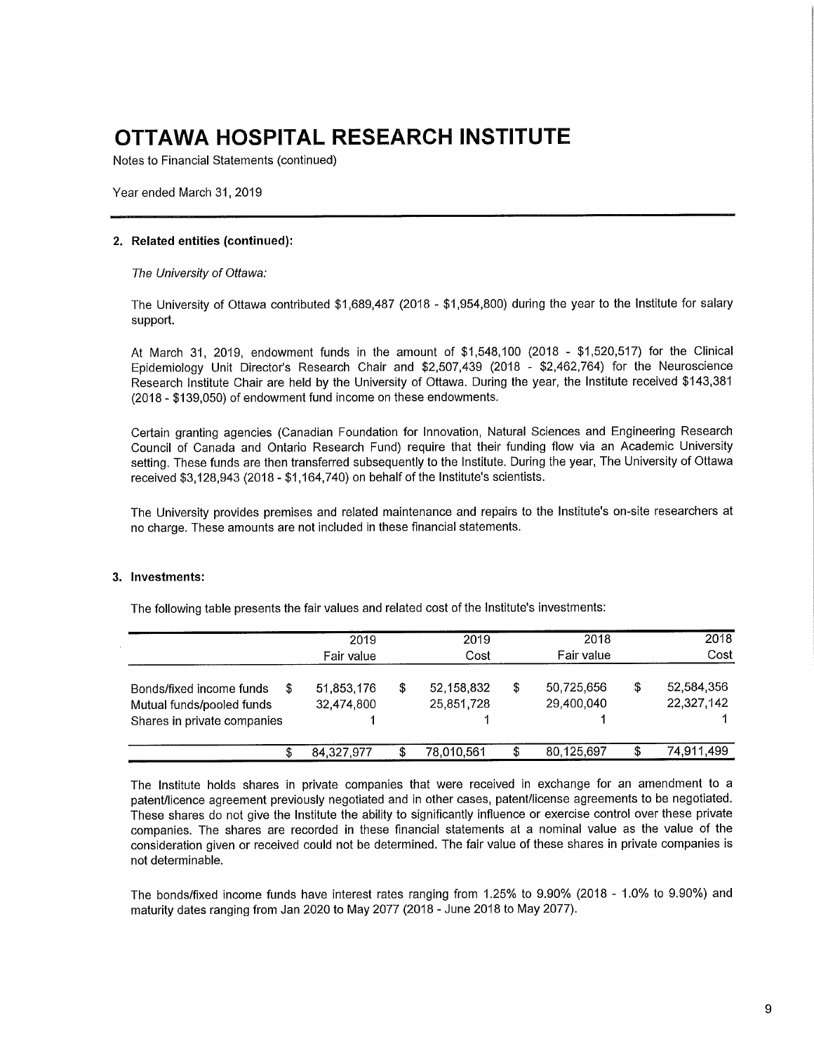# OTTAWA HOSPITAL RESEARCH INSTITUTE

Notes to Financial Statements (continued)

Year ended March 31, 2019

## 2. Related entities (continued):

*The University of Ottawa:*

The University of Ottawa contributed $1,689,487 (2018 - $1,954,800) during the year to the Institute for salary support.

At March 31, 2019, endowment funds in the amount of $1,548,100 (2018 - $1,520,517) for the Clinical Epidemiology Unit Director's Research Chair and $2,507,439 (2018 - $2,462,764) for the Neuroscience Research Institute Chair are held by the University of Ottawa. During the year, the Institute received $143,381 (2018 - $139,050) of endowment fund income on these endowments.

Certain granting agencies (Canadian Foundation for Innovation, Natural Sciences and Engineering Research Council of Canada and Ontario Research Fund) require that their funding flow via an Academic University setting. These funds are then transferred subsequently to the Institute. During the year, The University of Ottawa received $3,128,943 (2018 - $1,164,740) on behalf of the Institute's scientists.

The University provides premises and related maintenance and repairs to the Institute's on-site researchers at no charge. These amounts are not included in these financial statements.

## 3. Investments:

The following table presents the fair values and related cost of the Institute's investments:

| | 2019 Fair value | 2019 Cost | 2018 Fair value | 2018 Cost |
|---|---|---|---|---|
| Bonds/fixed income funds | $ 51,853,176 | $ 52,158,832 | $ 50,725,656 | $ 52,584,356 |
| Mutual funds/pooled funds | 32,474,800 | 25,851,728 | 29,400,040 | 22,327,142 |
| Shares in private companies | 1 | 1 | 1 | 1 |
| | $ 84,327,977 | $ 78,010,561 | $ 80,125,697 | $ 74,911,499 |

The Institute holds shares in private companies that were received in exchange for an amendment to a patent/licence agreement previously negotiated and in other cases, patent/license agreements to be negotiated. These shares do not give the Institute the ability to significantly influence or exercise control over these private companies. The shares are recorded in these financial statements at a nominal value as the value of the consideration given or received could not be determined. The fair value of these shares in private companies is not determinable.

The bonds/fixed income funds have interest rates ranging from 1.25% to 9.90% (2018 - 1.0% to 9.90%) and maturity dates ranging from Jan 2020 to May 2077 (2018 - June 2018 to May 2077).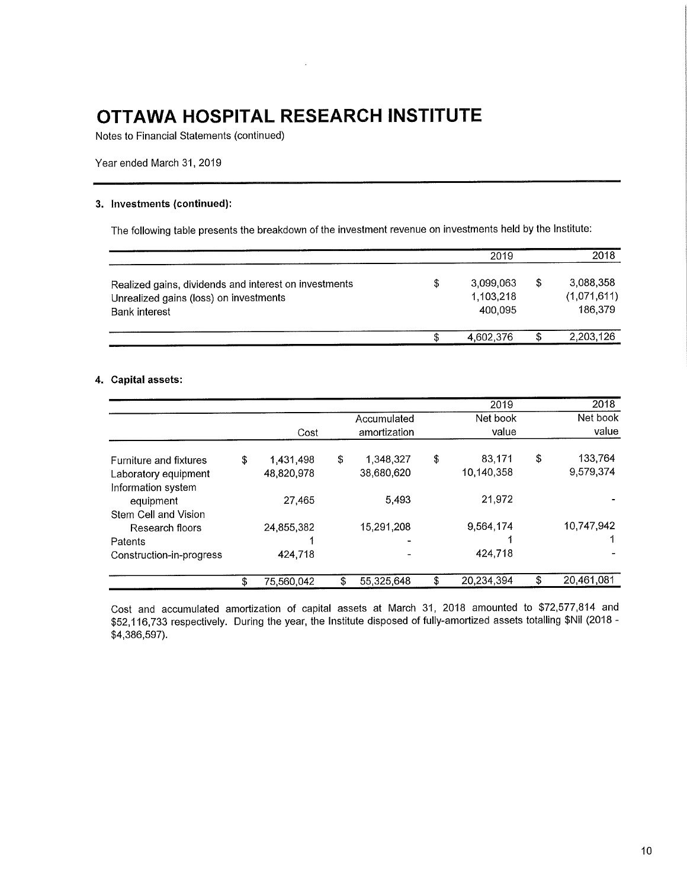# OTTAWA HOSPITAL RESEARCH INSTITUTE

Notes to Financial Statements (continued)

Year ended March 31, 2019

### 3. Investments (continued):

The following table presents the breakdown of the investment revenue on investments held by the Institute:

| | 2019 | 2018 |
|---|---|---|
| Realized gains, dividends and interest on investments | $ 3,099,063 | $ 3,088,358 |
| Unrealized gains (loss) on investments | 1,103,218 | (1,071,611) |
| Bank interest | 400,095 | 186,379 |
| | $ 4,602,376 | $ 2,203,126 |

### 4. Capital assets:

| | Cost | Accumulated amortization | 2019 Net book value | 2018 Net book value |
|---|---|---|---|---|
| Furniture and fixtures | $ 1,431,498 | $ 1,348,327 | $ 83,171 | $ 133,764 |
| Laboratory equipment | 48,820,978 | 38,680,620 | 10,140,358 | 9,579,374 |
| Information system equipment | 27,465 | 5,493 | 21,972 | - |
| Stem Cell and Vision Research floors | 24,855,382 | 15,291,208 | 9,564,174 | 10,747,942 |
| Patents | 1 | - | 1 | 1 |
| Construction-in-progress | 424,718 | - | 424,718 | - |
| | $ 75,560,042 | $ 55,325,648 | $ 20,234,394 | $ 20,461,081 |

Cost and accumulated amortization of capital assets at March 31, 2018 amounted to $72,577,814 and $52,116,733 respectively. During the year, the Institute disposed of fully-amortized assets totalling $Nil (2018 - $4,386,597).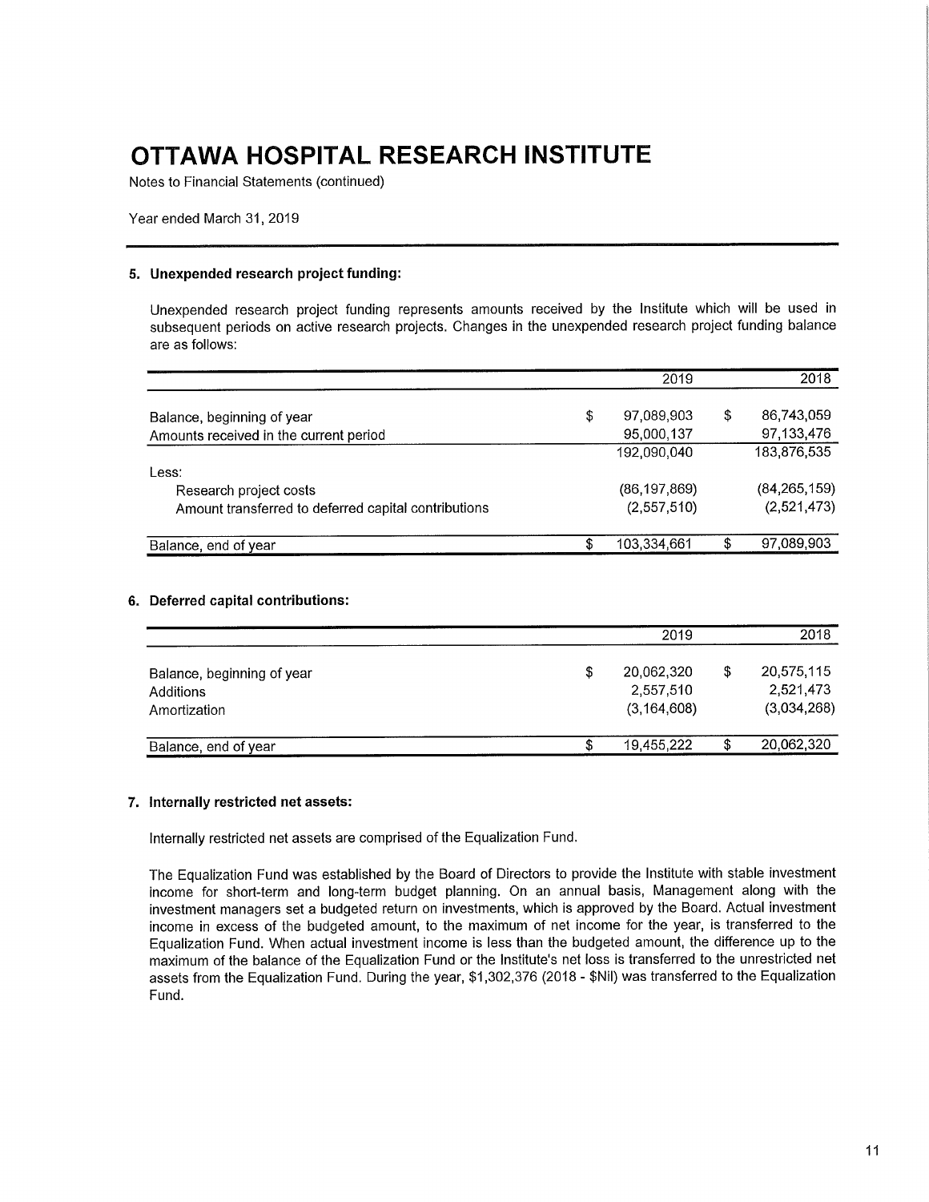# OTTAWA HOSPITAL RESEARCH INSTITUTE

Notes to Financial Statements (continued)

Year ended March 31, 2019

### 5. Unexpended research project funding:

Unexpended research project funding represents amounts received by the Institute which will be used in subsequent periods on active research projects. Changes in the unexpended research project funding balance are as follows:

| | 2019 | 2018 |
|---|---|---|
| Balance, beginning of year | $ 97,089,903 | $ 86,743,059 |
| Amounts received in the current period | 95,000,137 | 97,133,476 |
| | 192,090,040 | 183,876,535 |
| Less: | | |
| Research project costs | (86,197,869) | (84,265,159) |
| Amount transferred to deferred capital contributions | (2,557,510) | (2,521,473) |
| Balance, end of year | $ 103,334,661 | $ 97,089,903 |

### 6. Deferred capital contributions:

| | 2019 | 2018 |
|---|---|---|
| Balance, beginning of year | $ 20,062,320 | $ 20,575,115 |
| Additions | 2,557,510 | 2,521,473 |
| Amortization | (3,164,608) | (3,034,268) |
| Balance, end of year | $ 19,455,222 | $ 20,062,320 |

### 7. Internally restricted net assets:

Internally restricted net assets are comprised of the Equalization Fund.

The Equalization Fund was established by the Board of Directors to provide the Institute with stable investment income for short-term and long-term budget planning. On an annual basis, Management along with the investment managers set a budgeted return on investments, which is approved by the Board. Actual investment income in excess of the budgeted amount, to the maximum of net income for the year, is transferred to the Equalization Fund. When actual investment income is less than the budgeted amount, the difference up to the maximum of the balance of the Equalization Fund or the Institute's net loss is transferred to the unrestricted net assets from the Equalization Fund. During the year, $1,302,376 (2018 - $Nil) was transferred to the Equalization Fund.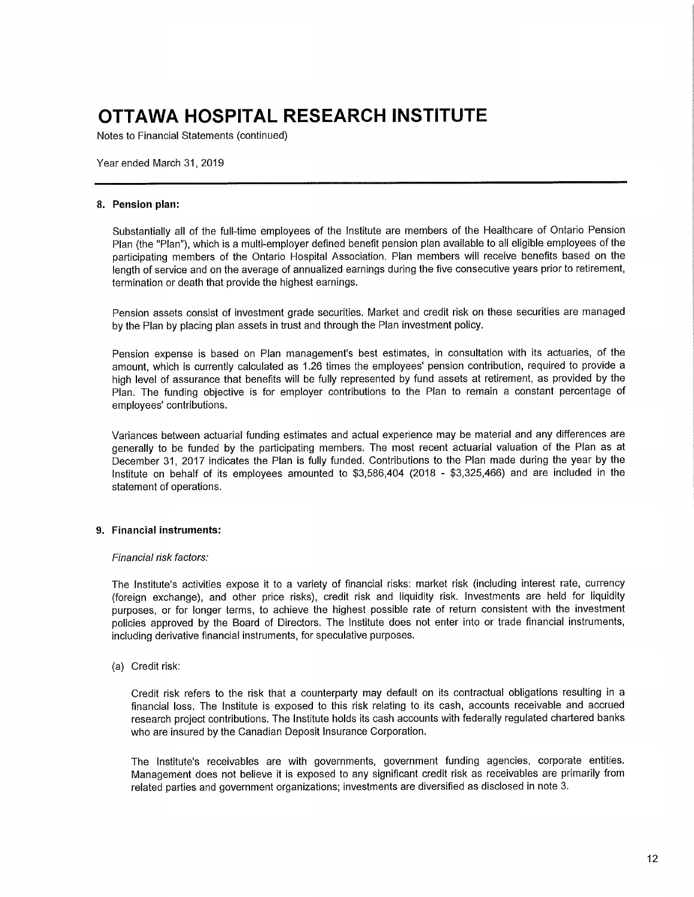# OTTAWA HOSPITAL RESEARCH INSTITUTE

Notes to Financial Statements (continued)

Year ended March 31, 2019

---

## 8. Pension plan:

Substantially all of the full-time employees of the Institute are members of the Healthcare of Ontario Pension Plan (the "Plan"), which is a multi-employer defined benefit pension plan available to all eligible employees of the participating members of the Ontario Hospital Association. Plan members will receive benefits based on the length of service and on the average of annualized earnings during the five consecutive years prior to retirement, termination or death that provide the highest earnings.

Pension assets consist of investment grade securities. Market and credit risk on these securities are managed by the Plan by placing plan assets in trust and through the Plan investment policy.

Pension expense is based on Plan management's best estimates, in consultation with its actuaries, of the amount, which is currently calculated as 1.26 times the employees' pension contribution, required to provide a high level of assurance that benefits will be fully represented by fund assets at retirement, as provided by the Plan. The funding objective is for employer contributions to the Plan to remain a constant percentage of employees' contributions.

Variances between actuarial funding estimates and actual experience may be material and any differences are generally to be funded by the participating members. The most recent actuarial valuation of the Plan as at December 31, 2017 indicates the Plan is fully funded. Contributions to the Plan made during the year by the Institute on behalf of its employees amounted to $3,586,404 (2018 - $3,325,466) and are included in the statement of operations.

## 9. Financial instruments:

*Financial risk factors:*

The Institute's activities expose it to a variety of financial risks: market risk (including interest rate, currency (foreign exchange), and other price risks), credit risk and liquidity risk. Investments are held for liquidity purposes, or for longer terms, to achieve the highest possible rate of return consistent with the investment policies approved by the Board of Directors. The Institute does not enter into or trade financial instruments, including derivative financial instruments, for speculative purposes.

(a) Credit risk:

Credit risk refers to the risk that a counterparty may default on its contractual obligations resulting in a financial loss. The Institute is exposed to this risk relating to its cash, accounts receivable and accrued research project contributions. The Institute holds its cash accounts with federally regulated chartered banks who are insured by the Canadian Deposit Insurance Corporation.

The Institute's receivables are with governments, government funding agencies, corporate entities. Management does not believe it is exposed to any significant credit risk as receivables are primarily from related parties and government organizations; investments are diversified as disclosed in note 3.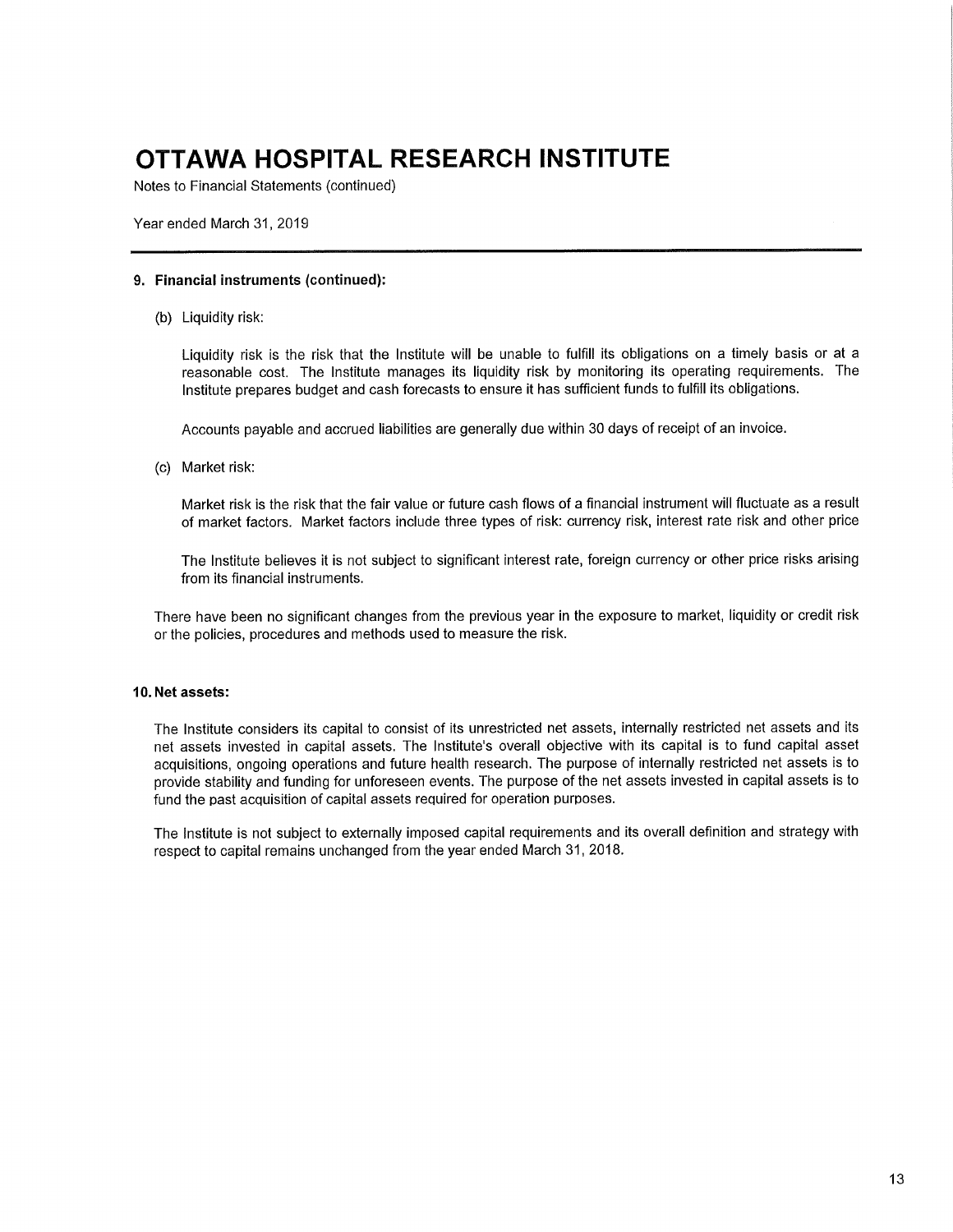# OTTAWA HOSPITAL RESEARCH INSTITUTE

Notes to Financial Statements (continued)

Year ended March 31, 2019

## 9. Financial instruments (continued):

(b) Liquidity risk:

Liquidity risk is the risk that the Institute will be unable to fulfill its obligations on a timely basis or at a reasonable cost. The Institute manages its liquidity risk by monitoring its operating requirements. The Institute prepares budget and cash forecasts to ensure it has sufficient funds to fulfill its obligations.

Accounts payable and accrued liabilities are generally due within 30 days of receipt of an invoice.

(c) Market risk:

Market risk is the risk that the fair value or future cash flows of a financial instrument will fluctuate as a result of market factors. Market factors include three types of risk: currency risk, interest rate risk and other price

The Institute believes it is not subject to significant interest rate, foreign currency or other price risks arising from its financial instruments.

There have been no significant changes from the previous year in the exposure to market, liquidity or credit risk or the policies, procedures and methods used to measure the risk.

## 10. Net assets:

The Institute considers its capital to consist of its unrestricted net assets, internally restricted net assets and its net assets invested in capital assets. The Institute's overall objective with its capital is to fund capital asset acquisitions, ongoing operations and future health research. The purpose of internally restricted net assets is to provide stability and funding for unforeseen events. The purpose of the net assets invested in capital assets is to fund the past acquisition of capital assets required for operation purposes.

The Institute is not subject to externally imposed capital requirements and its overall definition and strategy with respect to capital remains unchanged from the year ended March 31, 2018.